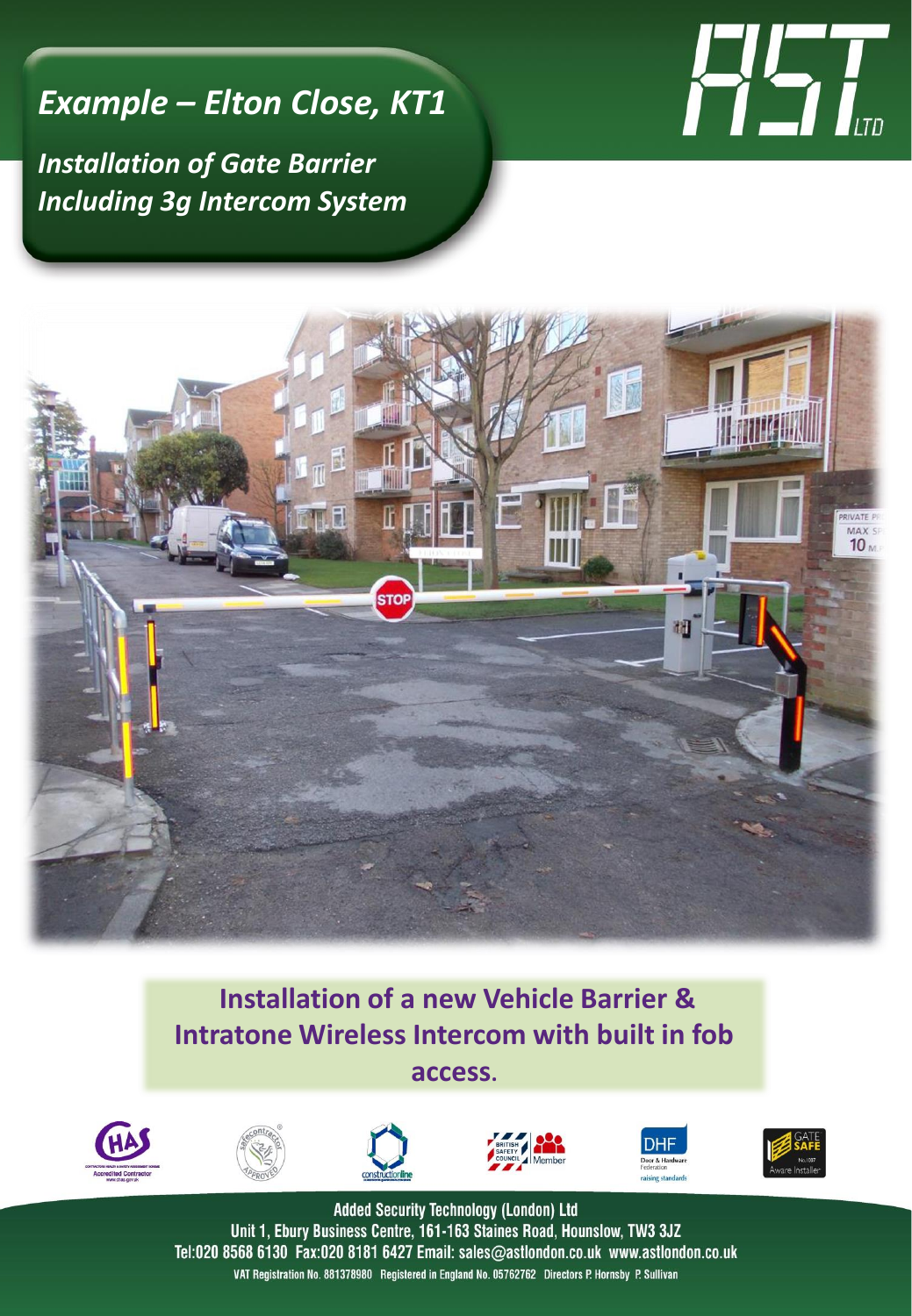# *Example – Elton Close, KT1*

## *Installation of Gate Barrier Including 3g Intercom System*

AST LTD

**Installation of a new Vehicle Barrier & Intratone Wireless Intercom with built in fob access.**

**Added Security Technology (London) Ltd**
Unit 1, Ebury Business Centre, 161-163 Staines Road, Hounslow, TW3 3JZ
Tel:020 8568 6130 Fax:020 8181 6427 Email: sales@astlondon.co.uk www.astlondon.co.uk
VAT Registration No. 881378980 Registered in England No. 05762762 Directors P. Hornsby P. Sullivan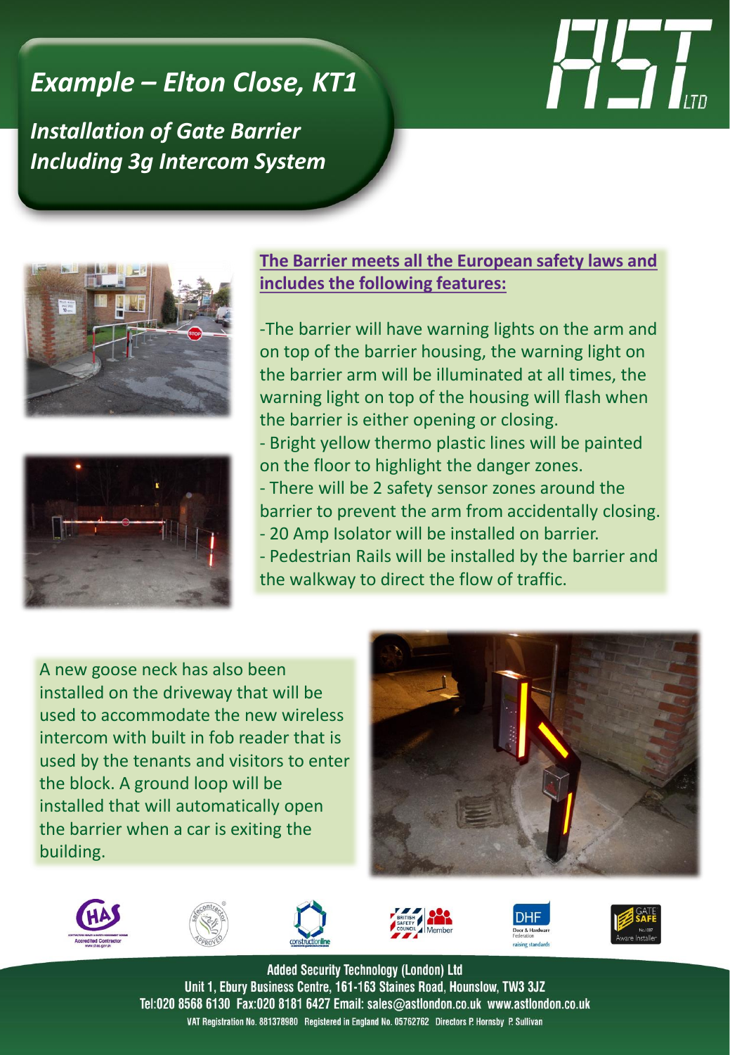# *Example – Elton Close, KT1*

## *Installation of Gate Barrier Including 3g Intercom System*

**The Barrier meets all the European safety laws and includes the following features:**

-The barrier will have warning lights on the arm and on top of the barrier housing, the warning light on the barrier arm will be illuminated at all times, the warning light on top of the housing will flash when the barrier is either opening or closing.

- Bright yellow thermo plastic lines will be painted on the floor to highlight the danger zones.
- There will be 2 safety sensor zones around the barrier to prevent the arm from accidentally closing.
- 20 Amp Isolator will be installed on barrier.
- Pedestrian Rails will be installed by the barrier and the walkway to direct the flow of traffic.

A new goose neck has also been installed on the driveway that will be used to accommodate the new wireless intercom with built in fob reader that is used by the tenants and visitors to enter the block. A ground loop will be installed that will automatically open the barrier when a car is exiting the building.

**Added Security Technology (London) Ltd**
Unit 1, Ebury Business Centre, 161-163 Staines Road, Hounslow, TW3 3JZ
Tel:020 8568 6130 Fax:020 8181 6427 Email: sales@astlondon.co.uk www.astlondon.co.uk
VAT Registration No. 881378980 Registered in England No. 05762762 Directors P. Hornsby P. Sullivan